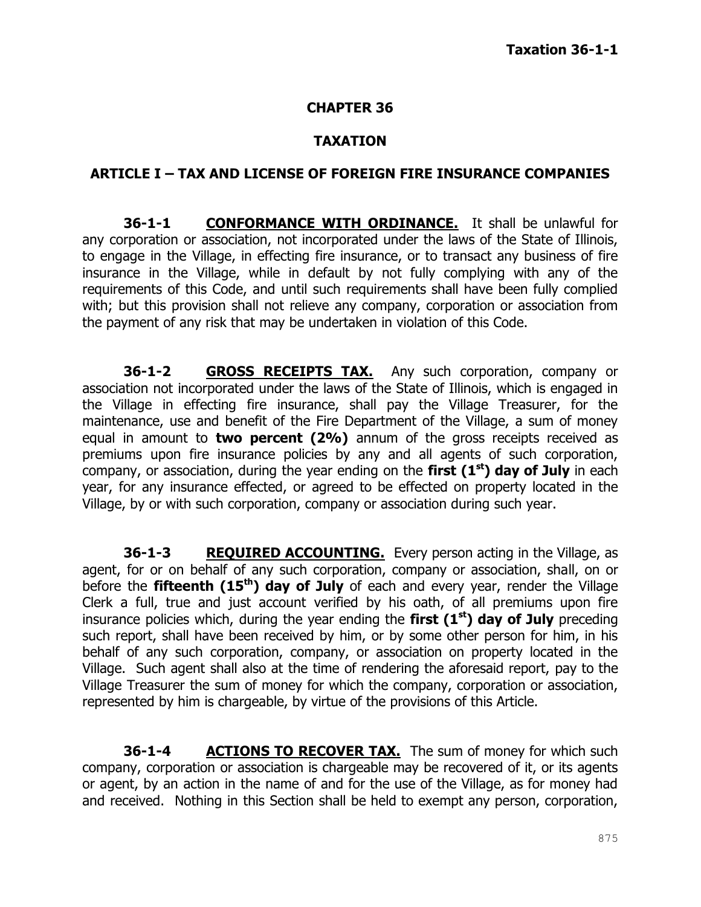# CHAPTER 36

# TAXATION

## ARTICLE I – TAX AND LICENSE OF FOREIGN FIRE INSURANCE COMPANIES

**36-1-1 CONFORMANCE WITH ORDINANCE.** It shall be unlawful for any corporation or association, not incorporated under the laws of the State of Illinois, to engage in the Village, in effecting fire insurance, or to transact any business of fire insurance in the Village, while in default by not fully complying with any of the requirements of this Code, and until such requirements shall have been fully complied with; but this provision shall not relieve any company, corporation or association from the payment of any risk that may be undertaken in violation of this Code.

**36-1-2 GROSS RECEIPTS TAX.** Any such corporation, company or association not incorporated under the laws of the State of Illinois, which is engaged in the Village in effecting fire insurance, shall pay the Village Treasurer, for the maintenance, use and benefit of the Fire Department of the Village, a sum of money equal in amount to **two percent (2%)** annum of the gross receipts received as premiums upon fire insurance policies by any and all agents of such corporation, company, or association, during the year ending on the **first (1st) day of July** in each year, for any insurance effected, or agreed to be effected on property located in the Village, by or with such corporation, company or association during such year.

**36-1-3 REQUIRED ACCOUNTING.** Every person acting in the Village, as agent, for or on behalf of any such corporation, company or association, shall, on or before the **fifteenth (15th) day of July** of each and every year, render the Village Clerk a full, true and just account verified by his oath, of all premiums upon fire insurance policies which, during the year ending the **first (1st) day of July** preceding such report, shall have been received by him, or by some other person for him, in his behalf of any such corporation, company, or association on property located in the Village. Such agent shall also at the time of rendering the aforesaid report, pay to the Village Treasurer the sum of money for which the company, corporation or association, represented by him is chargeable, by virtue of the provisions of this Article.

**36-1-4 ACTIONS TO RECOVER TAX.** The sum of money for which such company, corporation or association is chargeable may be recovered of it, or its agents or agent, by an action in the name of and for the use of the Village, as for money had and received. Nothing in this Section shall be held to exempt any person, corporation,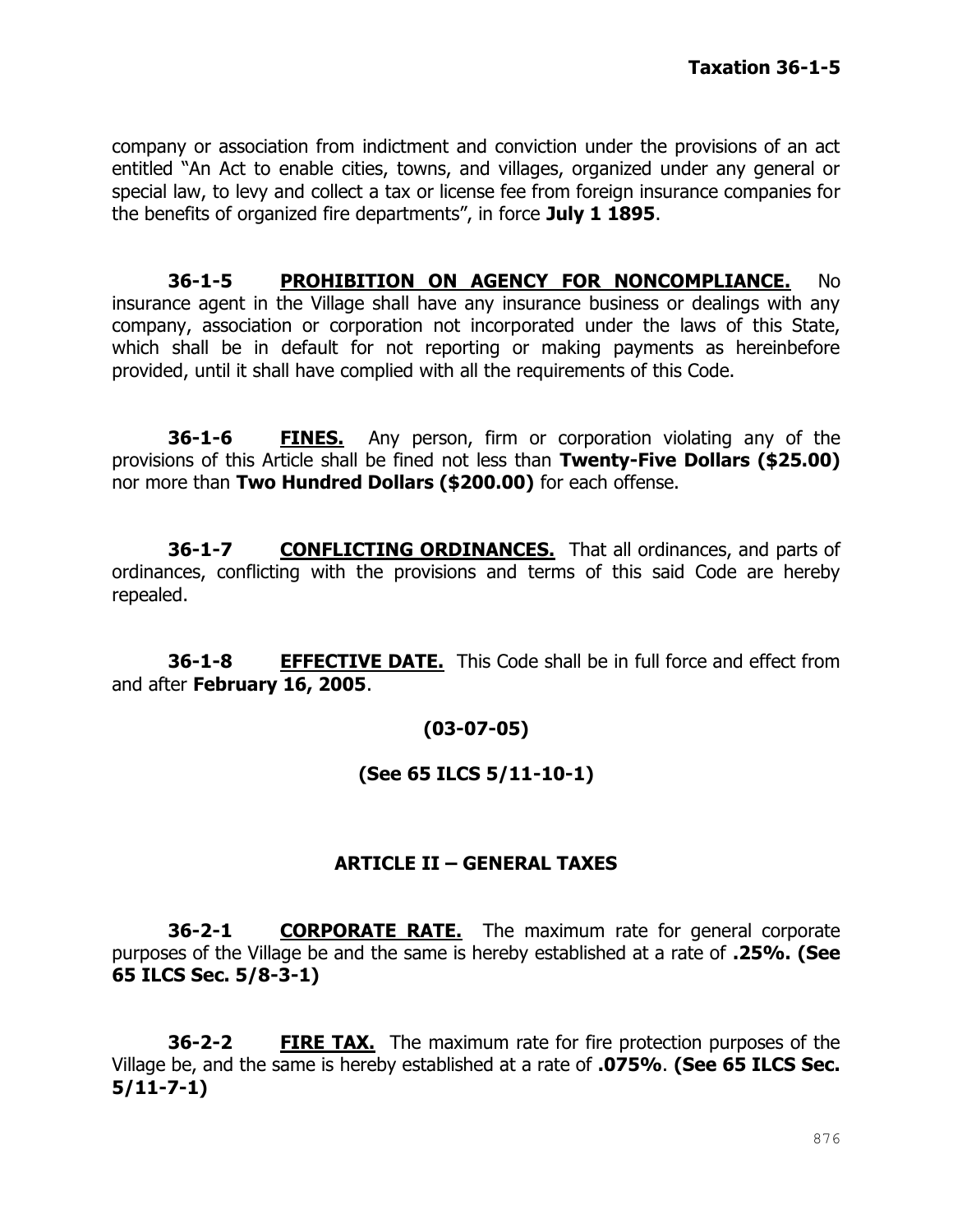company or association from indictment and conviction under the provisions of an act entitled "An Act to enable cities, towns, and villages, organized under any general or special law, to levy and collect a tax or license fee from foreign insurance companies for the benefits of organized fire departments", in force **July 1 1895**.

**36-1-5 PROHIBITION ON AGENCY FOR NONCOMPLIANCE.** No insurance agent in the Village shall have any insurance business or dealings with any company, association or corporation not incorporated under the laws of this State, which shall be in default for not reporting or making payments as hereinbefore provided, until it shall have complied with all the requirements of this Code.

**36-1-6 FINES.** Any person, firm or corporation violating any of the provisions of this Article shall be fined not less than **Twenty-Five Dollars ($25.00)** nor more than **Two Hundred Dollars ($200.00)** for each offense.

**36-1-7 CONFLICTING ORDINANCES.** That all ordinances, and parts of ordinances, conflicting with the provisions and terms of this said Code are hereby repealed.

**36-1-8 EFFECTIVE DATE.** This Code shall be in full force and effect from and after **February 16, 2005**.

**(03-07-05)**

**(See 65 ILCS 5/11-10-1)**

## ARTICLE II – GENERAL TAXES

**36-2-1 CORPORATE RATE.** The maximum rate for general corporate purposes of the Village be and the same is hereby established at a rate of **.25%. (See 65 ILCS Sec. 5/8-3-1)**

**36-2-2 FIRE TAX.** The maximum rate for fire protection purposes of the Village be, and the same is hereby established at a rate of **.075%**. **(See 65 ILCS Sec. 5/11-7-1)**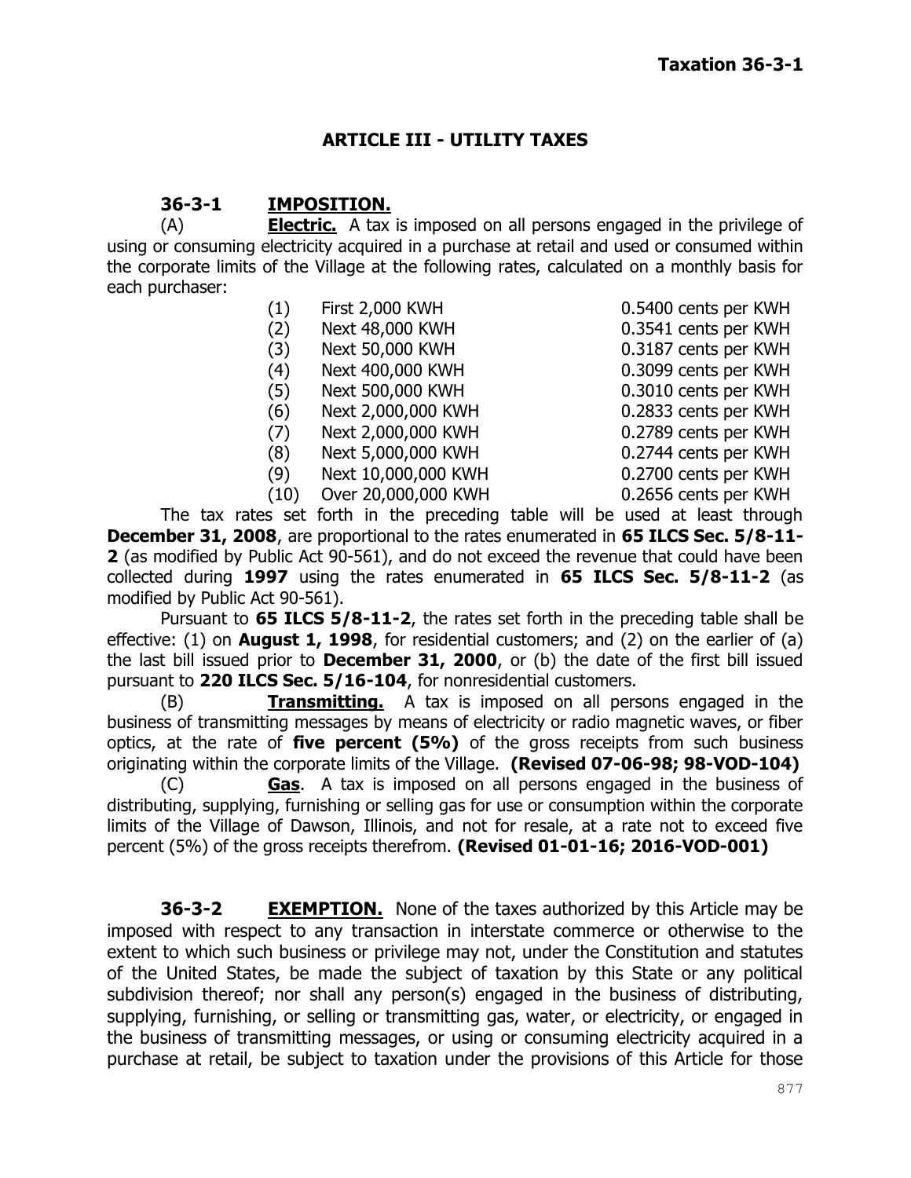## ARTICLE III - UTILITY TAXES

### 36-3-1 IMPOSITION.

(A) **Electric.** A tax is imposed on all persons engaged in the privilege of using or consuming electricity acquired in a purchase at retail and used or consumed within the corporate limits of the Village at the following rates, calculated on a monthly basis for each purchaser:

| | | |
|---|---|---|
| (1) | First 2,000 KWH | 0.5400 cents per KWH |
| (2) | Next 48,000 KWH | 0.3541 cents per KWH |
| (3) | Next 50,000 KWH | 0.3187 cents per KWH |
| (4) | Next 400,000 KWH | 0.3099 cents per KWH |
| (5) | Next 500,000 KWH | 0.3010 cents per KWH |
| (6) | Next 2,000,000 KWH | 0.2833 cents per KWH |
| (7) | Next 2,000,000 KWH | 0.2789 cents per KWH |
| (8) | Next 5,000,000 KWH | 0.2744 cents per KWH |
| (9) | Next 10,000,000 KWH | 0.2700 cents per KWH |
| (10) | Over 20,000,000 KWH | 0.2656 cents per KWH |

The tax rates set forth in the preceding table will be used at least through **December 31, 2008**, are proportional to the rates enumerated in **65 ILCS Sec. 5/8-11-2** (as modified by Public Act 90-561), and do not exceed the revenue that could have been collected during **1997** using the rates enumerated in **65 ILCS Sec. 5/8-11-2** (as modified by Public Act 90-561).

Pursuant to **65 ILCS 5/8-11-2**, the rates set forth in the preceding table shall be effective: (1) on **August 1, 1998**, for residential customers; and (2) on the earlier of (a) the last bill issued prior to **December 31, 2000**, or (b) the date of the first bill issued pursuant to **220 ILCS Sec. 5/16-104**, for nonresidential customers.

(B) **Transmitting.** A tax is imposed on all persons engaged in the business of transmitting messages by means of electricity or radio magnetic waves, or fiber optics, at the rate of **five percent (5%)** of the gross receipts from such business originating within the corporate limits of the Village. **(Revised 07-06-98; 98-VOD-104)**

(C) **Gas**. A tax is imposed on all persons engaged in the business of distributing, supplying, furnishing or selling gas for use or consumption within the corporate limits of the Village of Dawson, Illinois, and not for resale, at a rate not to exceed five percent (5%) of the gross receipts therefrom. **(Revised 01-01-16; 2016-VOD-001)**

### 36-3-2 EXEMPTION.

None of the taxes authorized by this Article may be imposed with respect to any transaction in interstate commerce or otherwise to the extent to which such business or privilege may not, under the Constitution and statutes of the United States, be made the subject of taxation by this State or any political subdivision thereof; nor shall any person(s) engaged in the business of distributing, supplying, furnishing, or selling or transmitting gas, water, or electricity, or engaged in the business of transmitting messages, or using or consuming electricity acquired in a purchase at retail, be subject to taxation under the provisions of this Article for those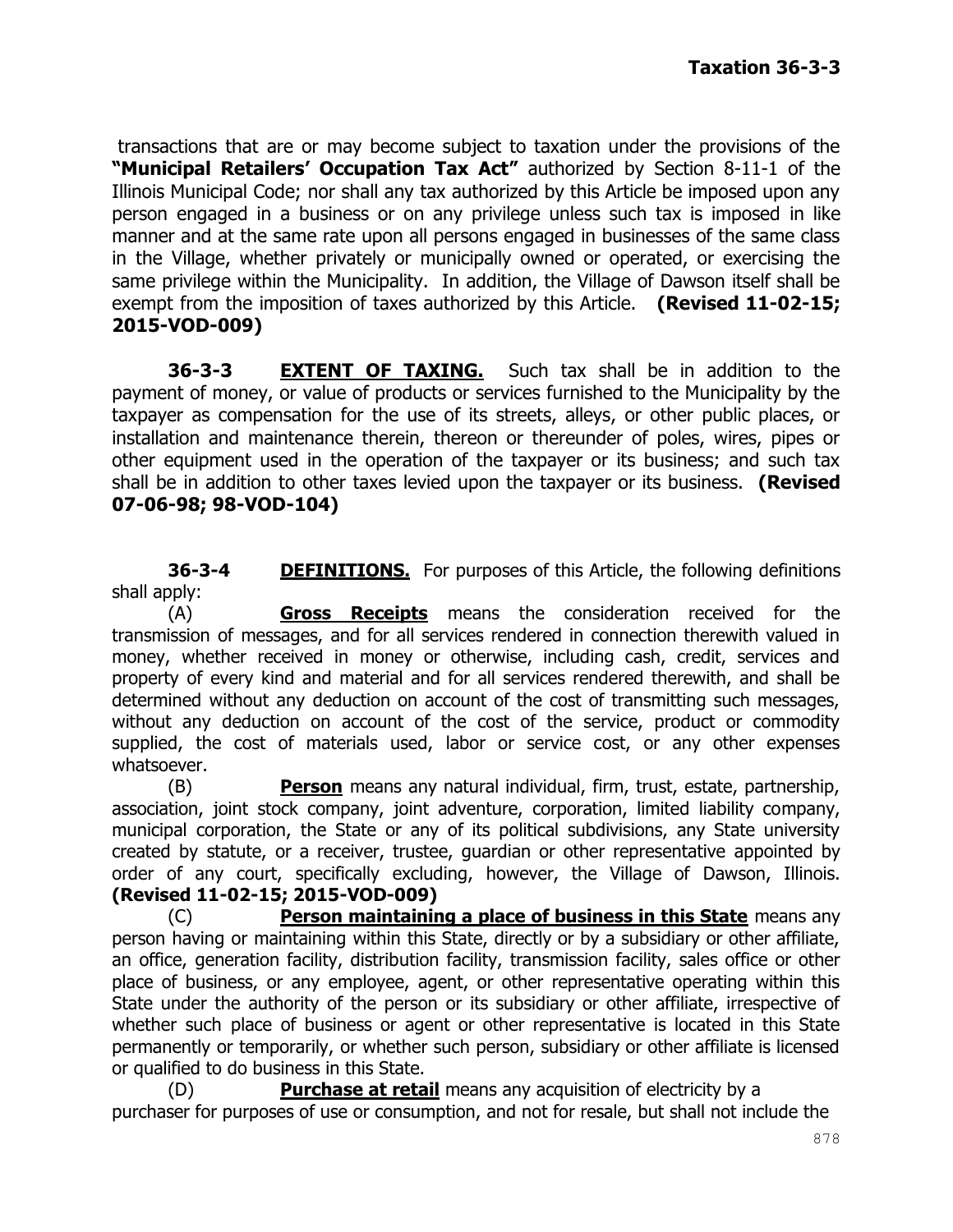transactions that are or may become subject to taxation under the provisions of the **"Municipal Retailers' Occupation Tax Act"** authorized by Section 8-11-1 of the Illinois Municipal Code; nor shall any tax authorized by this Article be imposed upon any person engaged in a business or on any privilege unless such tax is imposed in like manner and at the same rate upon all persons engaged in businesses of the same class in the Village, whether privately or municipally owned or operated, or exercising the same privilege within the Municipality. In addition, the Village of Dawson itself shall be exempt from the imposition of taxes authorized by this Article. **(Revised 11-02-15; 2015-VOD-009)**

**36-3-3 <u>EXTENT OF TAXING.</u>** Such tax shall be in addition to the payment of money, or value of products or services furnished to the Municipality by the taxpayer as compensation for the use of its streets, alleys, or other public places, or installation and maintenance therein, thereon or thereunder of poles, wires, pipes or other equipment used in the operation of the taxpayer or its business; and such tax shall be in addition to other taxes levied upon the taxpayer or its business. **(Revised 07-06-98; 98-VOD-104)**

**36-3-4 <u>DEFINITIONS.</u>** For purposes of this Article, the following definitions shall apply:

(A) **<u>Gross Receipts</u>** means the consideration received for the transmission of messages, and for all services rendered in connection therewith valued in money, whether received in money or otherwise, including cash, credit, services and property of every kind and material and for all services rendered therewith, and shall be determined without any deduction on account of the cost of transmitting such messages, without any deduction on account of the cost of the service, product or commodity supplied, the cost of materials used, labor or service cost, or any other expenses whatsoever.

(B) **<u>Person</u>** means any natural individual, firm, trust, estate, partnership, association, joint stock company, joint adventure, corporation, limited liability company, municipal corporation, the State or any of its political subdivisions, any State university created by statute, or a receiver, trustee, guardian or other representative appointed by order of any court, specifically excluding, however, the Village of Dawson, Illinois. **(Revised 11-02-15; 2015-VOD-009)**

(C) **<u>Person maintaining a place of business in this State</u>** means any person having or maintaining within this State, directly or by a subsidiary or other affiliate, an office, generation facility, distribution facility, transmission facility, sales office or other place of business, or any employee, agent, or other representative operating within this State under the authority of the person or its subsidiary or other affiliate, irrespective of whether such place of business or agent or other representative is located in this State permanently or temporarily, or whether such person, subsidiary or other affiliate is licensed or qualified to do business in this State.

(D) **<u>Purchase at retail</u>** means any acquisition of electricity by a purchaser for purposes of use or consumption, and not for resale, but shall not include the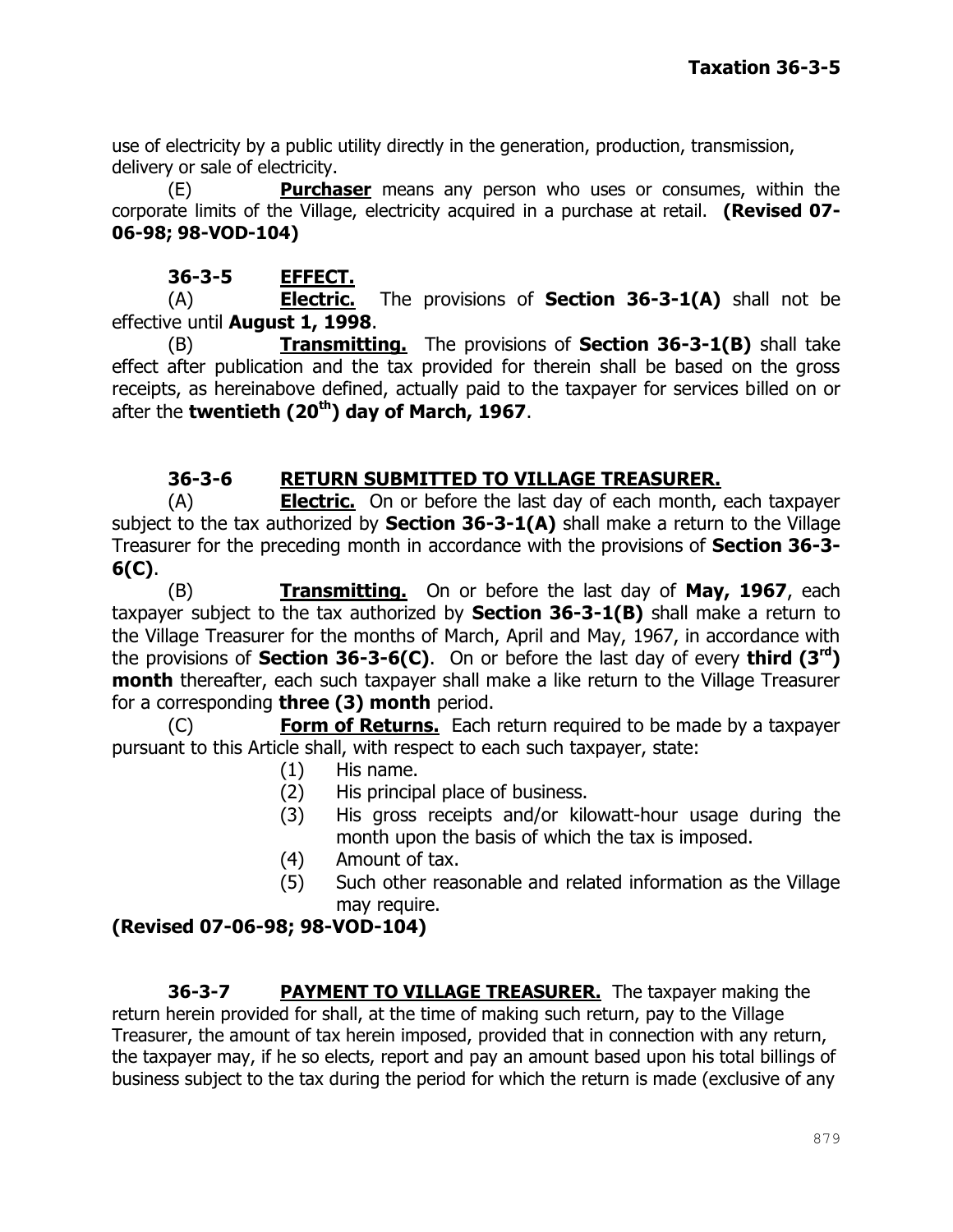use of electricity by a public utility directly in the generation, production, transmission, delivery or sale of electricity.

(E) **Purchaser** means any person who uses or consumes, within the corporate limits of the Village, electricity acquired in a purchase at retail. **(Revised 07-06-98; 98-VOD-104)**

## 36-3-5 EFFECT.

(A) **Electric.** The provisions of **Section 36-3-1(A)** shall not be effective until **August 1, 1998**.

(B) **Transmitting.** The provisions of **Section 36-3-1(B)** shall take effect after publication and the tax provided for therein shall be based on the gross receipts, as hereinabove defined, actually paid to the taxpayer for services billed on or after the **twentieth (20th) day of March, 1967**.

## 36-3-6 RETURN SUBMITTED TO VILLAGE TREASURER.

(A) **Electric.** On or before the last day of each month, each taxpayer subject to the tax authorized by **Section 36-3-1(A)** shall make a return to the Village Treasurer for the preceding month in accordance with the provisions of **Section 36-3-6(C)**.

(B) **Transmitting.** On or before the last day of **May, 1967**, each taxpayer subject to the tax authorized by **Section 36-3-1(B)** shall make a return to the Village Treasurer for the months of March, April and May, 1967, in accordance with the provisions of **Section 36-3-6(C)**. On or before the last day of every **third (3rd) month** thereafter, each such taxpayer shall make a like return to the Village Treasurer for a corresponding **three (3) month** period.

(C) **Form of Returns.** Each return required to be made by a taxpayer pursuant to this Article shall, with respect to each such taxpayer, state:

(1) His name.
(2) His principal place of business.
(3) His gross receipts and/or kilowatt-hour usage during the month upon the basis of which the tax is imposed.
(4) Amount of tax.
(5) Such other reasonable and related information as the Village may require.

**(Revised 07-06-98; 98-VOD-104)**

**36-3-7 PAYMENT TO VILLAGE TREASURER.** The taxpayer making the return herein provided for shall, at the time of making such return, pay to the Village Treasurer, the amount of tax herein imposed, provided that in connection with any return, the taxpayer may, if he so elects, report and pay an amount based upon his total billings of business subject to the tax during the period for which the return is made (exclusive of any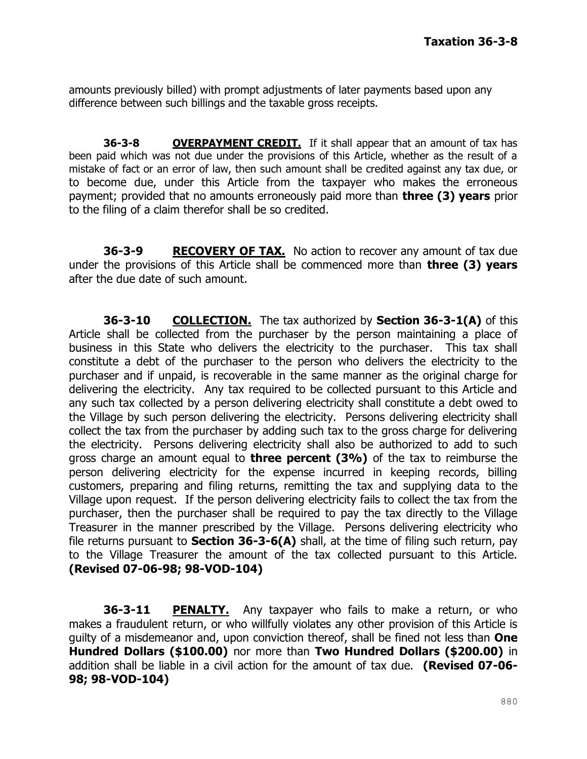amounts previously billed) with prompt adjustments of later payments based upon any difference between such billings and the taxable gross receipts.

**36-3-8 OVERPAYMENT CREDIT.** If it shall appear that an amount of tax has been paid which was not due under the provisions of this Article, whether as the result of a mistake of fact or an error of law, then such amount shall be credited against any tax due, or to become due, under this Article from the taxpayer who makes the erroneous payment; provided that no amounts erroneously paid more than **three (3) years** prior to the filing of a claim therefor shall be so credited.

**36-3-9 RECOVERY OF TAX.** No action to recover any amount of tax due under the provisions of this Article shall be commenced more than **three (3) years** after the due date of such amount.

**36-3-10 COLLECTION.** The tax authorized by **Section 36-3-1(A)** of this Article shall be collected from the purchaser by the person maintaining a place of business in this State who delivers the electricity to the purchaser. This tax shall constitute a debt of the purchaser to the person who delivers the electricity to the purchaser and if unpaid, is recoverable in the same manner as the original charge for delivering the electricity. Any tax required to be collected pursuant to this Article and any such tax collected by a person delivering electricity shall constitute a debt owed to the Village by such person delivering the electricity. Persons delivering electricity shall collect the tax from the purchaser by adding such tax to the gross charge for delivering the electricity. Persons delivering electricity shall also be authorized to add to such gross charge an amount equal to **three percent (3%)** of the tax to reimburse the person delivering electricity for the expense incurred in keeping records, billing customers, preparing and filing returns, remitting the tax and supplying data to the Village upon request. If the person delivering electricity fails to collect the tax from the purchaser, then the purchaser shall be required to pay the tax directly to the Village Treasurer in the manner prescribed by the Village. Persons delivering electricity who file returns pursuant to **Section 36-3-6(A)** shall, at the time of filing such return, pay to the Village Treasurer the amount of the tax collected pursuant to this Article. **(Revised 07-06-98; 98-VOD-104)**

**36-3-11 PENALTY.** Any taxpayer who fails to make a return, or who makes a fraudulent return, or who willfully violates any other provision of this Article is guilty of a misdemeanor and, upon conviction thereof, shall be fined not less than **One Hundred Dollars ($100.00)** nor more than **Two Hundred Dollars ($200.00)** in addition shall be liable in a civil action for the amount of tax due. **(Revised 07-06-98; 98-VOD-104)**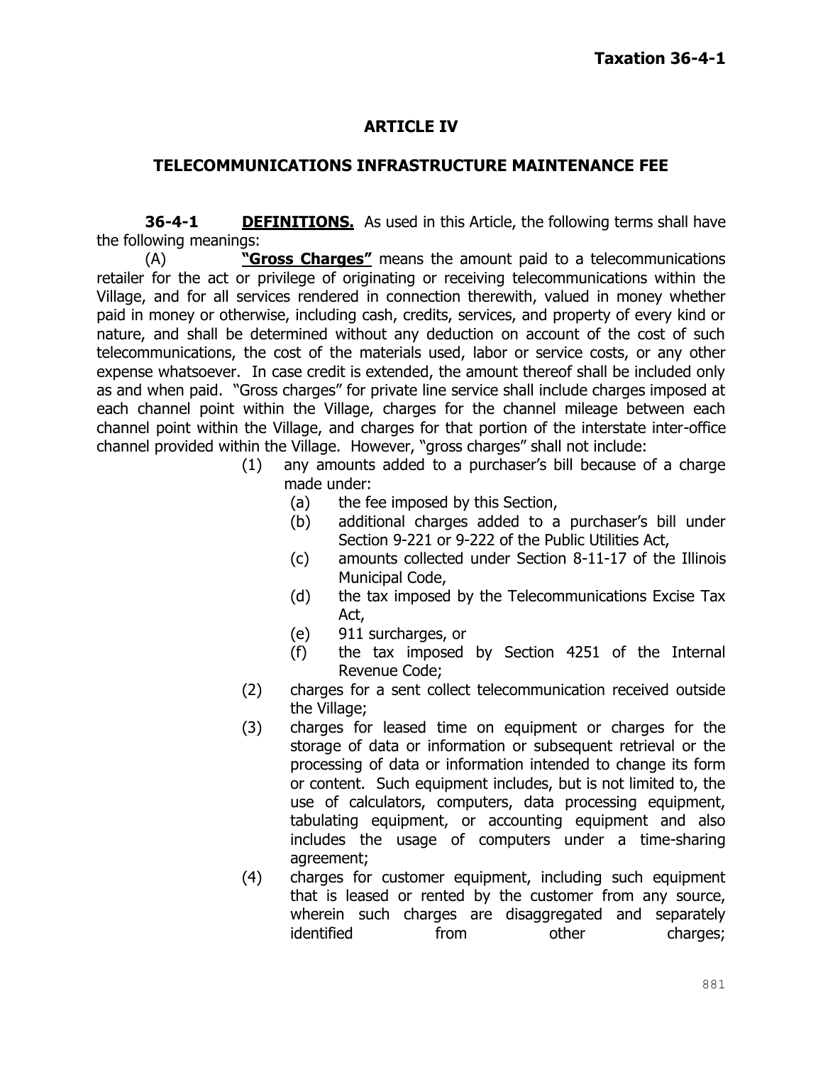## ARTICLE IV

## TELECOMMUNICATIONS INFRASTRUCTURE MAINTENANCE FEE

**36-4-1 DEFINITIONS.** As used in this Article, the following terms shall have the following meanings:

(A) **"Gross Charges"** means the amount paid to a telecommunications retailer for the act or privilege of originating or receiving telecommunications within the Village, and for all services rendered in connection therewith, valued in money whether paid in money or otherwise, including cash, credits, services, and property of every kind or nature, and shall be determined without any deduction on account of the cost of such telecommunications, the cost of the materials used, labor or service costs, or any other expense whatsoever. In case credit is extended, the amount thereof shall be included only as and when paid. "Gross charges" for private line service shall include charges imposed at each channel point within the Village, charges for the channel mileage between each channel point within the Village, and charges for that portion of the interstate inter-office channel provided within the Village. However, "gross charges" shall not include:

(1) any amounts added to a purchaser's bill because of a charge made under:
  - (a) the fee imposed by this Section,
  - (b) additional charges added to a purchaser's bill under Section 9-221 or 9-222 of the Public Utilities Act,
  - (c) amounts collected under Section 8-11-17 of the Illinois Municipal Code,
  - (d) the tax imposed by the Telecommunications Excise Tax Act,
  - (e) 911 surcharges, or
  - (f) the tax imposed by Section 4251 of the Internal Revenue Code;

(2) charges for a sent collect telecommunication received outside the Village;

(3) charges for leased time on equipment or charges for the storage of data or information or subsequent retrieval or the processing of data or information intended to change its form or content. Such equipment includes, but is not limited to, the use of calculators, computers, data processing equipment, tabulating equipment, or accounting equipment and also includes the usage of computers under a time-sharing agreement;

(4) charges for customer equipment, including such equipment that is leased or rented by the customer from any source, wherein such charges are disaggregated and separately identified from other charges;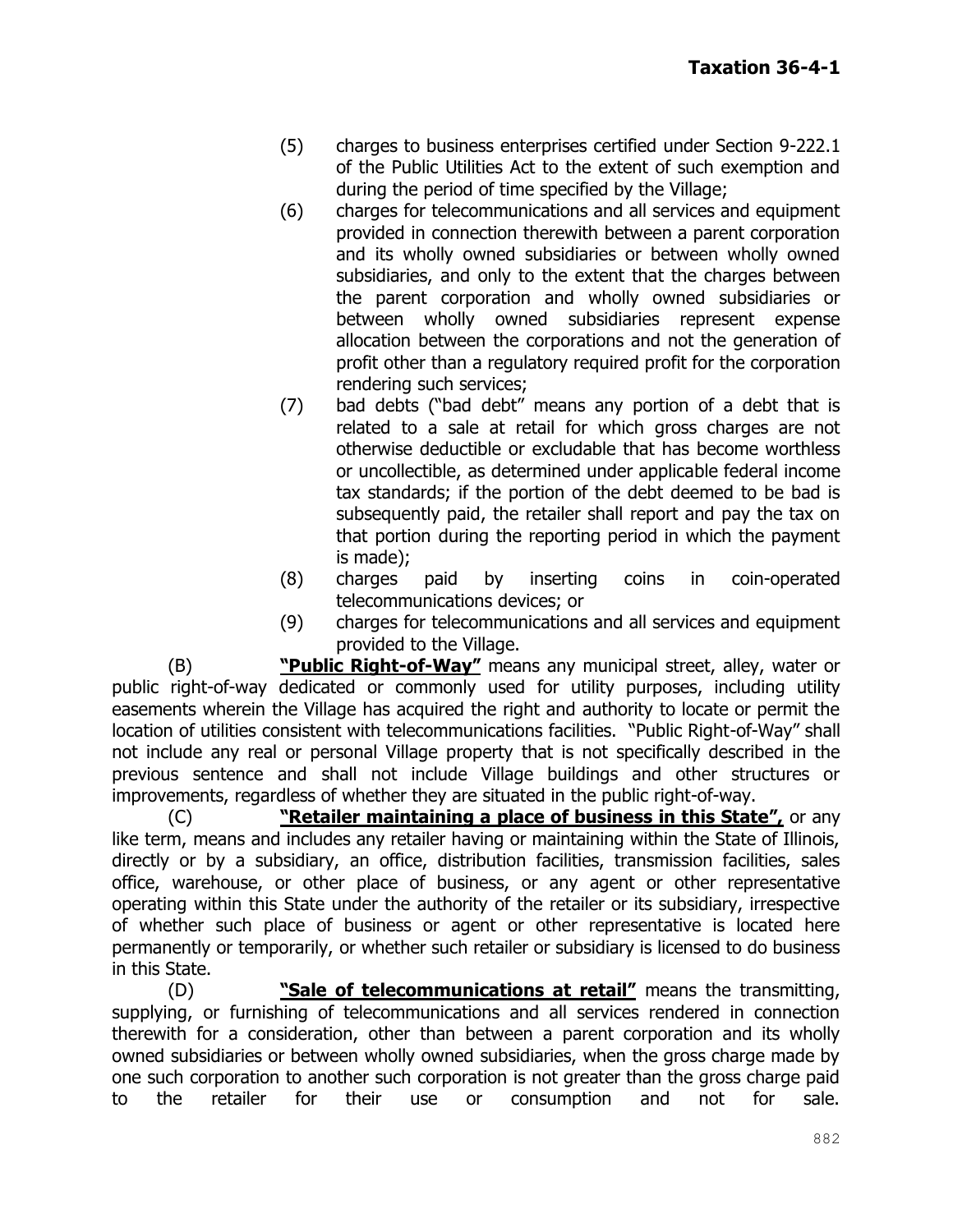(5) charges to business enterprises certified under Section 9-222.1 of the Public Utilities Act to the extent of such exemption and during the period of time specified by the Village;

(6) charges for telecommunications and all services and equipment provided in connection therewith between a parent corporation and its wholly owned subsidiaries or between wholly owned subsidiaries, and only to the extent that the charges between the parent corporation and wholly owned subsidiaries or between wholly owned subsidiaries represent expense allocation between the corporations and not the generation of profit other than a regulatory required profit for the corporation rendering such services;

(7) bad debts ("bad debt" means any portion of a debt that is related to a sale at retail for which gross charges are not otherwise deductible or excludable that has become worthless or uncollectible, as determined under applicable federal income tax standards; if the portion of the debt deemed to be bad is subsequently paid, the retailer shall report and pay the tax on that portion during the reporting period in which the payment is made);

(8) charges paid by inserting coins in coin-operated telecommunications devices; or

(9) charges for telecommunications and all services and equipment provided to the Village.

(B) **"Public Right-of-Way"** means any municipal street, alley, water or public right-of-way dedicated or commonly used for utility purposes, including utility easements wherein the Village has acquired the right and authority to locate or permit the location of utilities consistent with telecommunications facilities. "Public Right-of-Way" shall not include any real or personal Village property that is not specifically described in the previous sentence and shall not include Village buildings and other structures or improvements, regardless of whether they are situated in the public right-of-way.

(C) **"Retailer maintaining a place of business in this State",** or any like term, means and includes any retailer having or maintaining within the State of Illinois, directly or by a subsidiary, an office, distribution facilities, transmission facilities, sales office, warehouse, or other place of business, or any agent or other representative operating within this State under the authority of the retailer or its subsidiary, irrespective of whether such place of business or agent or other representative is located here permanently or temporarily, or whether such retailer or subsidiary is licensed to do business in this State.

(D) **"Sale of telecommunications at retail"** means the transmitting, supplying, or furnishing of telecommunications and all services rendered in connection therewith for a consideration, other than between a parent corporation and its wholly owned subsidiaries or between wholly owned subsidiaries, when the gross charge made by one such corporation to another such corporation is not greater than the gross charge paid to the retailer for their use or consumption and not for sale.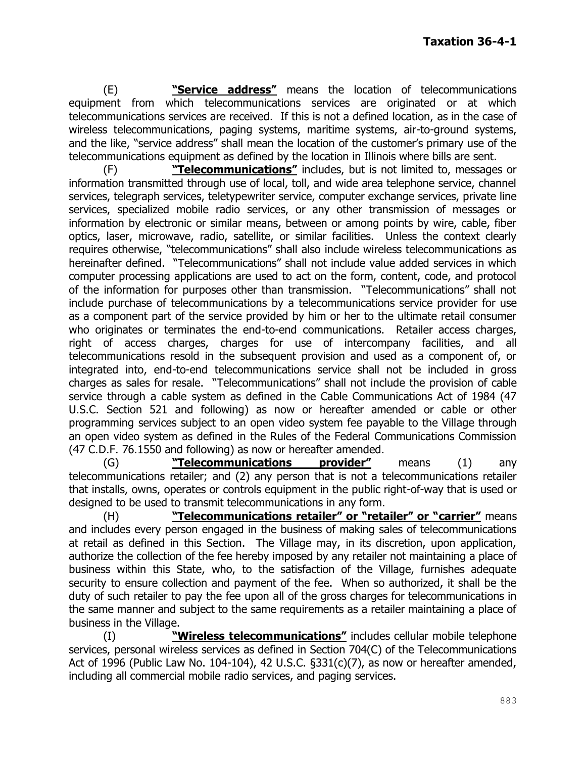(E) **"Service address"** means the location of telecommunications equipment from which telecommunications services are originated or at which telecommunications services are received. If this is not a defined location, as in the case of wireless telecommunications, paging systems, maritime systems, air-to-ground systems, and the like, "service address" shall mean the location of the customer's primary use of the telecommunications equipment as defined by the location in Illinois where bills are sent.

(F) **"Telecommunications"** includes, but is not limited to, messages or information transmitted through use of local, toll, and wide area telephone service, channel services, telegraph services, teletypewriter service, computer exchange services, private line services, specialized mobile radio services, or any other transmission of messages or information by electronic or similar means, between or among points by wire, cable, fiber optics, laser, microwave, radio, satellite, or similar facilities. Unless the context clearly requires otherwise, "telecommunications" shall also include wireless telecommunications as hereinafter defined. "Telecommunications" shall not include value added services in which computer processing applications are used to act on the form, content, code, and protocol of the information for purposes other than transmission. "Telecommunications" shall not include purchase of telecommunications by a telecommunications service provider for use as a component part of the service provided by him or her to the ultimate retail consumer who originates or terminates the end-to-end communications. Retailer access charges, right of access charges, charges for use of intercompany facilities, and all telecommunications resold in the subsequent provision and used as a component of, or integrated into, end-to-end telecommunications service shall not be included in gross charges as sales for resale. "Telecommunications" shall not include the provision of cable service through a cable system as defined in the Cable Communications Act of 1984 (47 U.S.C. Section 521 and following) as now or hereafter amended or cable or other programming services subject to an open video system fee payable to the Village through an open video system as defined in the Rules of the Federal Communications Commission (47 C.D.F. 76.1550 and following) as now or hereafter amended.

(G) **"Telecommunications provider"** means (1) any telecommunications retailer; and (2) any person that is not a telecommunications retailer that installs, owns, operates or controls equipment in the public right-of-way that is used or designed to be used to transmit telecommunications in any form.

(H) **"Telecommunications retailer" or "retailer" or "carrier"** means and includes every person engaged in the business of making sales of telecommunications at retail as defined in this Section. The Village may, in its discretion, upon application, authorize the collection of the fee hereby imposed by any retailer not maintaining a place of business within this State, who, to the satisfaction of the Village, furnishes adequate security to ensure collection and payment of the fee. When so authorized, it shall be the duty of such retailer to pay the fee upon all of the gross charges for telecommunications in the same manner and subject to the same requirements as a retailer maintaining a place of business in the Village.

(I) **"Wireless telecommunications"** includes cellular mobile telephone services, personal wireless services as defined in Section 704(C) of the Telecommunications Act of 1996 (Public Law No. 104-104), 42 U.S.C. §331(c)(7), as now or hereafter amended, including all commercial mobile radio services, and paging services.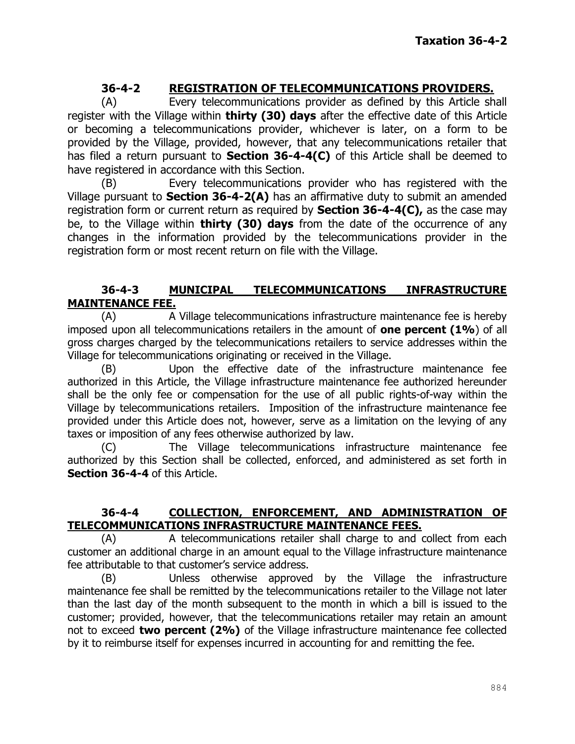## 36-4-2 REGISTRATION OF TELECOMMUNICATIONS PROVIDERS.

(A) Every telecommunications provider as defined by this Article shall register with the Village within **thirty (30) days** after the effective date of this Article or becoming a telecommunications provider, whichever is later, on a form to be provided by the Village, provided, however, that any telecommunications retailer that has filed a return pursuant to **Section 36-4-4(C)** of this Article shall be deemed to have registered in accordance with this Section.

(B) Every telecommunications provider who has registered with the Village pursuant to **Section 36-4-2(A)** has an affirmative duty to submit an amended registration form or current return as required by **Section 36-4-4(C),** as the case may be, to the Village within **thirty (30) days** from the date of the occurrence of any changes in the information provided by the telecommunications provider in the registration form or most recent return on file with the Village.

## 36-4-3 MUNICIPAL TELECOMMUNICATIONS INFRASTRUCTURE MAINTENANCE FEE.

(A) A Village telecommunications infrastructure maintenance fee is hereby imposed upon all telecommunications retailers in the amount of **one percent (1%**) of all gross charges charged by the telecommunications retailers to service addresses within the Village for telecommunications originating or received in the Village.

(B) Upon the effective date of the infrastructure maintenance fee authorized in this Article, the Village infrastructure maintenance fee authorized hereunder shall be the only fee or compensation for the use of all public rights-of-way within the Village by telecommunications retailers. Imposition of the infrastructure maintenance fee provided under this Article does not, however, serve as a limitation on the levying of any taxes or imposition of any fees otherwise authorized by law.

(C) The Village telecommunications infrastructure maintenance fee authorized by this Section shall be collected, enforced, and administered as set forth in **Section 36-4-4** of this Article.

## 36-4-4 COLLECTION, ENFORCEMENT, AND ADMINISTRATION OF TELECOMMUNICATIONS INFRASTRUCTURE MAINTENANCE FEES.

(A) A telecommunications retailer shall charge to and collect from each customer an additional charge in an amount equal to the Village infrastructure maintenance fee attributable to that customer's service address.

(B) Unless otherwise approved by the Village the infrastructure maintenance fee shall be remitted by the telecommunications retailer to the Village not later than the last day of the month subsequent to the month in which a bill is issued to the customer; provided, however, that the telecommunications retailer may retain an amount not to exceed **two percent (2%)** of the Village infrastructure maintenance fee collected by it to reimburse itself for expenses incurred in accounting for and remitting the fee.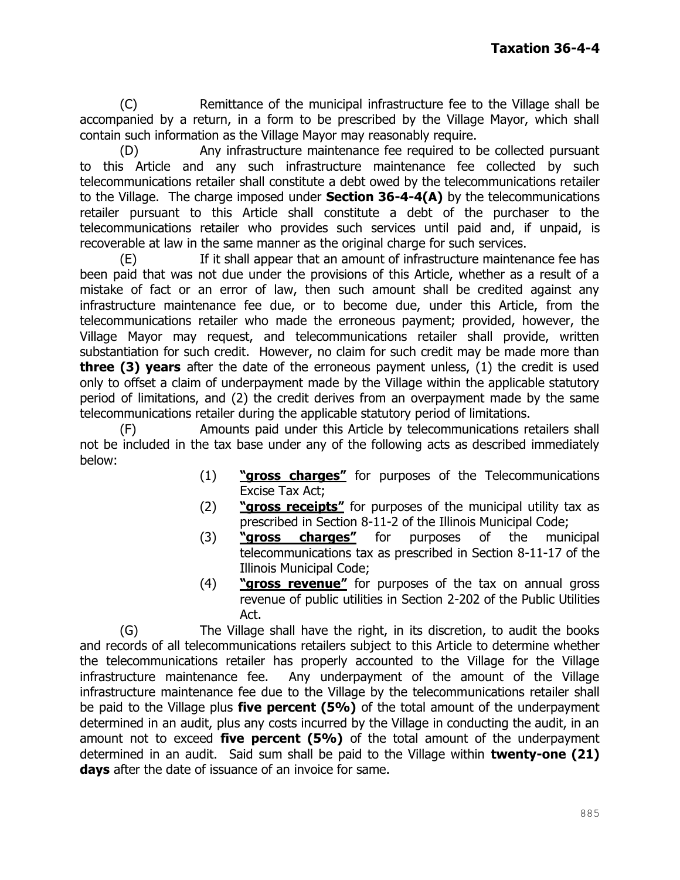(C) Remittance of the municipal infrastructure fee to the Village shall be accompanied by a return, in a form to be prescribed by the Village Mayor, which shall contain such information as the Village Mayor may reasonably require.

(D) Any infrastructure maintenance fee required to be collected pursuant to this Article and any such infrastructure maintenance fee collected by such telecommunications retailer shall constitute a debt owed by the telecommunications retailer to the Village. The charge imposed under **Section 36-4-4(A)** by the telecommunications retailer pursuant to this Article shall constitute a debt of the purchaser to the telecommunications retailer who provides such services until paid and, if unpaid, is recoverable at law in the same manner as the original charge for such services.

(E) If it shall appear that an amount of infrastructure maintenance fee has been paid that was not due under the provisions of this Article, whether as a result of a mistake of fact or an error of law, then such amount shall be credited against any infrastructure maintenance fee due, or to become due, under this Article, from the telecommunications retailer who made the erroneous payment; provided, however, the Village Mayor may request, and telecommunications retailer shall provide, written substantiation for such credit. However, no claim for such credit may be made more than **three (3) years** after the date of the erroneous payment unless, (1) the credit is used only to offset a claim of underpayment made by the Village within the applicable statutory period of limitations, and (2) the credit derives from an overpayment made by the same telecommunications retailer during the applicable statutory period of limitations.

(F) Amounts paid under this Article by telecommunications retailers shall not be included in the tax base under any of the following acts as described immediately below:

(1) **"gross charges"** for purposes of the Telecommunications Excise Tax Act;

(2) **"gross receipts"** for purposes of the municipal utility tax as prescribed in Section 8-11-2 of the Illinois Municipal Code;

(3) **"gross charges"** for purposes of the municipal telecommunications tax as prescribed in Section 8-11-17 of the Illinois Municipal Code;

(4) **"gross revenue"** for purposes of the tax on annual gross revenue of public utilities in Section 2-202 of the Public Utilities Act.

(G) The Village shall have the right, in its discretion, to audit the books and records of all telecommunications retailers subject to this Article to determine whether the telecommunications retailer has properly accounted to the Village for the Village infrastructure maintenance fee. Any underpayment of the amount of the Village infrastructure maintenance fee due to the Village by the telecommunications retailer shall be paid to the Village plus **five percent (5%)** of the total amount of the underpayment determined in an audit, plus any costs incurred by the Village in conducting the audit, in an amount not to exceed **five percent (5%)** of the total amount of the underpayment determined in an audit. Said sum shall be paid to the Village within **twenty-one (21) days** after the date of issuance of an invoice for same.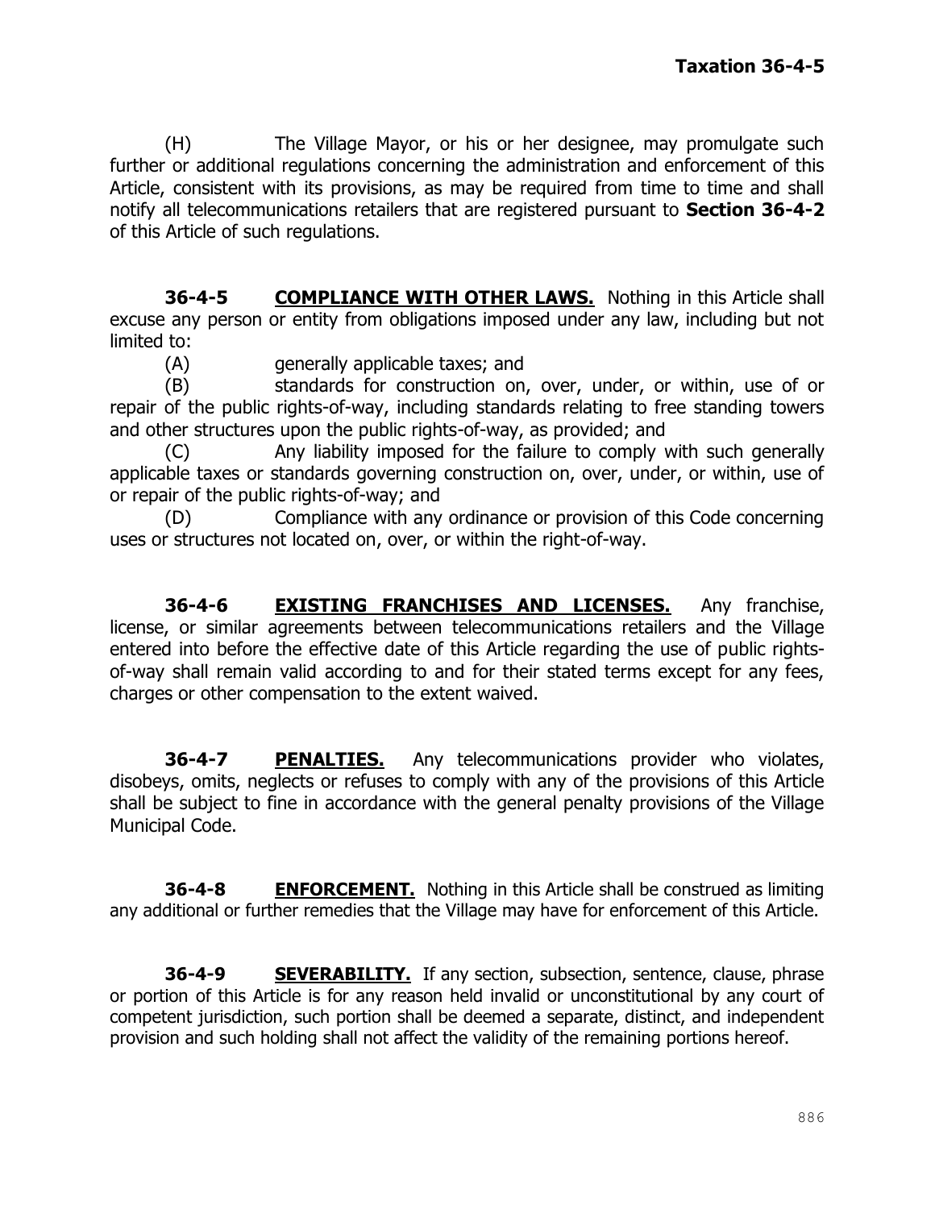(H) The Village Mayor, or his or her designee, may promulgate such further or additional regulations concerning the administration and enforcement of this Article, consistent with its provisions, as may be required from time to time and shall notify all telecommunications retailers that are registered pursuant to **Section 36-4-2** of this Article of such regulations.

**36-4-5 COMPLIANCE WITH OTHER LAWS.** Nothing in this Article shall excuse any person or entity from obligations imposed under any law, including but not limited to:

(A) generally applicable taxes; and

(B) standards for construction on, over, under, or within, use of or repair of the public rights-of-way, including standards relating to free standing towers and other structures upon the public rights-of-way, as provided; and

(C) Any liability imposed for the failure to comply with such generally applicable taxes or standards governing construction on, over, under, or within, use of or repair of the public rights-of-way; and

(D) Compliance with any ordinance or provision of this Code concerning uses or structures not located on, over, or within the right-of-way.

**36-4-6 EXISTING FRANCHISES AND LICENSES.** Any franchise, license, or similar agreements between telecommunications retailers and the Village entered into before the effective date of this Article regarding the use of public rights-of-way shall remain valid according to and for their stated terms except for any fees, charges or other compensation to the extent waived.

**36-4-7 PENALTIES.** Any telecommunications provider who violates, disobeys, omits, neglects or refuses to comply with any of the provisions of this Article shall be subject to fine in accordance with the general penalty provisions of the Village Municipal Code.

**36-4-8 ENFORCEMENT.** Nothing in this Article shall be construed as limiting any additional or further remedies that the Village may have for enforcement of this Article.

**36-4-9 SEVERABILITY.** If any section, subsection, sentence, clause, phrase or portion of this Article is for any reason held invalid or unconstitutional by any court of competent jurisdiction, such portion shall be deemed a separate, distinct, and independent provision and such holding shall not affect the validity of the remaining portions hereof.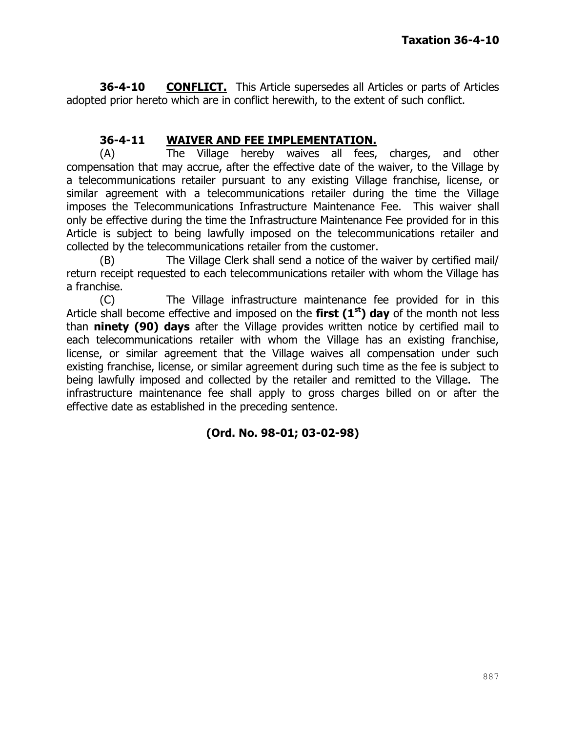**36-4-10 CONFLICT.** This Article supersedes all Articles or parts of Articles adopted prior hereto which are in conflict herewith, to the extent of such conflict.

**36-4-11 WAIVER AND FEE IMPLEMENTATION.**

(A) The Village hereby waives all fees, charges, and other compensation that may accrue, after the effective date of the waiver, to the Village by a telecommunications retailer pursuant to any existing Village franchise, license, or similar agreement with a telecommunications retailer during the time the Village imposes the Telecommunications Infrastructure Maintenance Fee. This waiver shall only be effective during the time the Infrastructure Maintenance Fee provided for in this Article is subject to being lawfully imposed on the telecommunications retailer and collected by the telecommunications retailer from the customer.

(B) The Village Clerk shall send a notice of the waiver by certified mail/ return receipt requested to each telecommunications retailer with whom the Village has a franchise.

(C) The Village infrastructure maintenance fee provided for in this Article shall become effective and imposed on the **first (1st) day** of the month not less than **ninety (90) days** after the Village provides written notice by certified mail to each telecommunications retailer with whom the Village has an existing franchise, license, or similar agreement that the Village waives all compensation under such existing franchise, license, or similar agreement during such time as the fee is subject to being lawfully imposed and collected by the retailer and remitted to the Village. The infrastructure maintenance fee shall apply to gross charges billed on or after the effective date as established in the preceding sentence.

**(Ord. No. 98-01; 03-02-98)**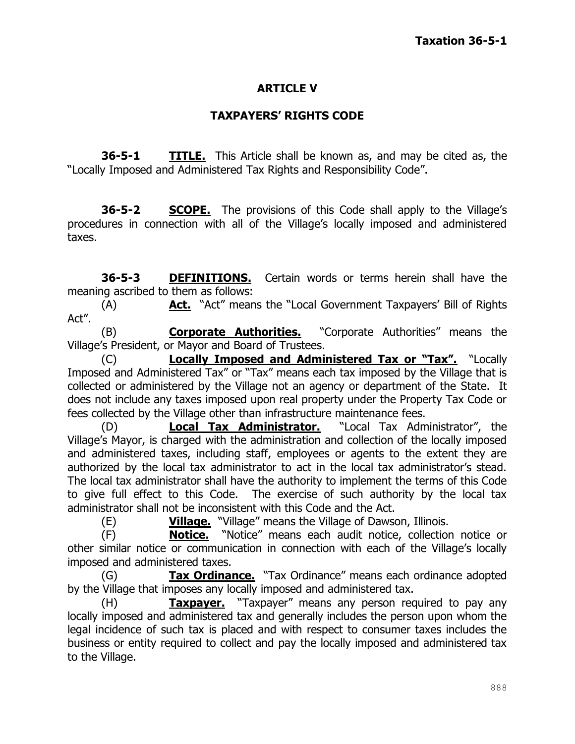## ARTICLE V

## TAXPAYERS' RIGHTS CODE

**36-5-1 TITLE.** This Article shall be known as, and may be cited as, the "Locally Imposed and Administered Tax Rights and Responsibility Code".

**36-5-2 SCOPE.** The provisions of this Code shall apply to the Village's procedures in connection with all of the Village's locally imposed and administered taxes.

**36-5-3 DEFINITIONS.** Certain words or terms herein shall have the meaning ascribed to them as follows:

(A) **Act.** "Act" means the "Local Government Taxpayers' Bill of Rights Act".

(B) **Corporate Authorities.** "Corporate Authorities" means the Village's President, or Mayor and Board of Trustees.

(C) **Locally Imposed and Administered Tax or "Tax".** "Locally Imposed and Administered Tax" or "Tax" means each tax imposed by the Village that is collected or administered by the Village not an agency or department of the State. It does not include any taxes imposed upon real property under the Property Tax Code or fees collected by the Village other than infrastructure maintenance fees.

(D) **Local Tax Administrator.** "Local Tax Administrator", the Village's Mayor, is charged with the administration and collection of the locally imposed and administered taxes, including staff, employees or agents to the extent they are authorized by the local tax administrator to act in the local tax administrator's stead. The local tax administrator shall have the authority to implement the terms of this Code to give full effect to this Code. The exercise of such authority by the local tax administrator shall not be inconsistent with this Code and the Act.

(E) **Village.** "Village" means the Village of Dawson, Illinois.

(F) **Notice.** "Notice" means each audit notice, collection notice or other similar notice or communication in connection with each of the Village's locally imposed and administered taxes.

(G) **Tax Ordinance.** "Tax Ordinance" means each ordinance adopted by the Village that imposes any locally imposed and administered tax.

(H) **Taxpayer.** "Taxpayer" means any person required to pay any locally imposed and administered tax and generally includes the person upon whom the legal incidence of such tax is placed and with respect to consumer taxes includes the business or entity required to collect and pay the locally imposed and administered tax to the Village.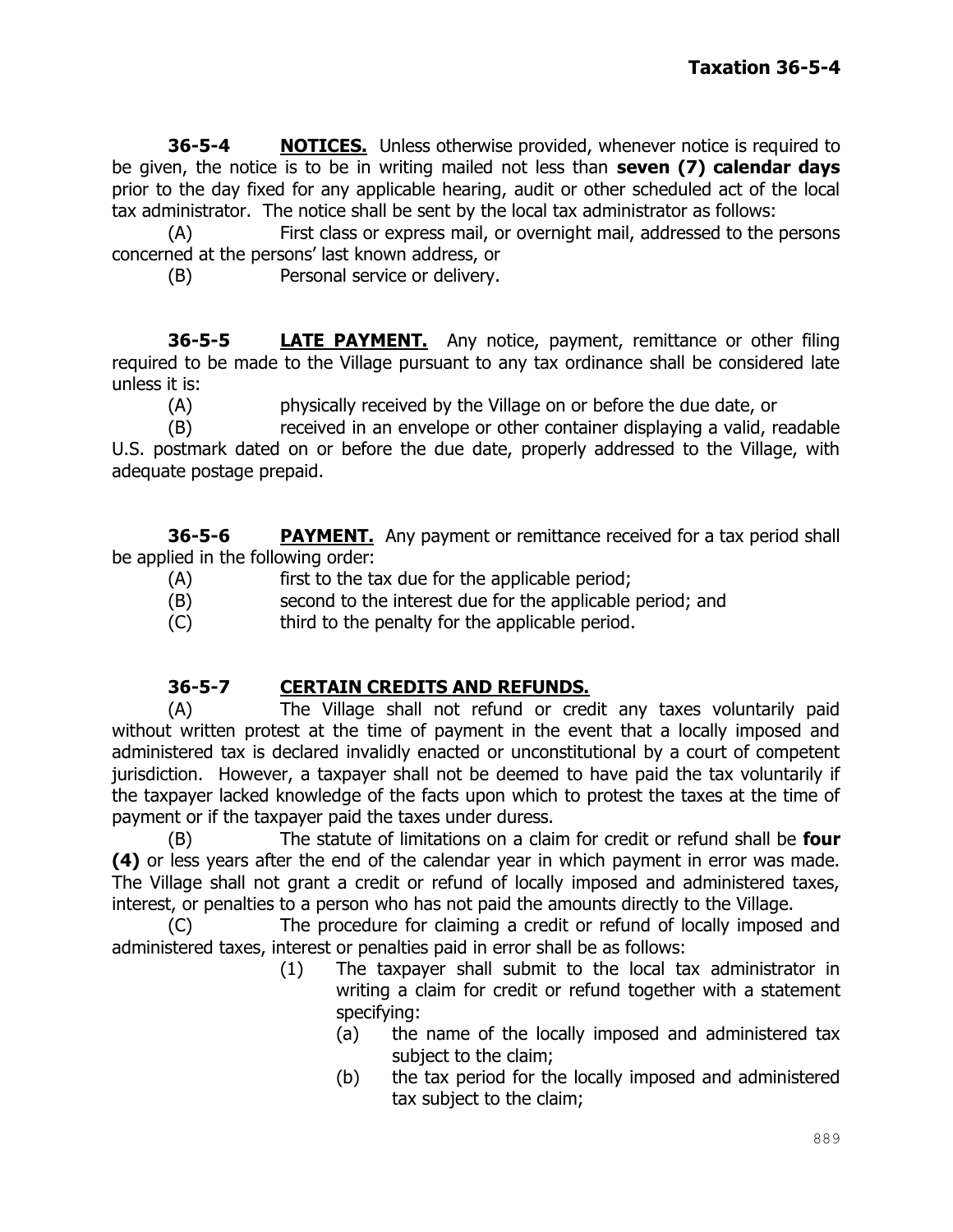**36-5-4 NOTICES.** Unless otherwise provided, whenever notice is required to be given, the notice is to be in writing mailed not less than **seven (7) calendar days** prior to the day fixed for any applicable hearing, audit or other scheduled act of the local tax administrator. The notice shall be sent by the local tax administrator as follows:

(A) First class or express mail, or overnight mail, addressed to the persons concerned at the persons' last known address, or

(B) Personal service or delivery.

**36-5-5 LATE PAYMENT.** Any notice, payment, remittance or other filing required to be made to the Village pursuant to any tax ordinance shall be considered late unless it is:

(A) physically received by the Village on or before the due date, or

(B) received in an envelope or other container displaying a valid, readable U.S. postmark dated on or before the due date, properly addressed to the Village, with adequate postage prepaid.

**36-5-6 PAYMENT.** Any payment or remittance received for a tax period shall be applied in the following order:

(A) first to the tax due for the applicable period;

(B) second to the interest due for the applicable period; and

(C) third to the penalty for the applicable period.

**36-5-7 CERTAIN CREDITS AND REFUNDS.**

(A) The Village shall not refund or credit any taxes voluntarily paid without written protest at the time of payment in the event that a locally imposed and administered tax is declared invalidly enacted or unconstitutional by a court of competent jurisdiction. However, a taxpayer shall not be deemed to have paid the tax voluntarily if the taxpayer lacked knowledge of the facts upon which to protest the taxes at the time of payment or if the taxpayer paid the taxes under duress.

(B) The statute of limitations on a claim for credit or refund shall be **four (4)** or less years after the end of the calendar year in which payment in error was made. The Village shall not grant a credit or refund of locally imposed and administered taxes, interest, or penalties to a person who has not paid the amounts directly to the Village.

(C) The procedure for claiming a credit or refund of locally imposed and administered taxes, interest or penalties paid in error shall be as follows:

(1) The taxpayer shall submit to the local tax administrator in writing a claim for credit or refund together with a statement specifying:

(a) the name of the locally imposed and administered tax subject to the claim;

(b) the tax period for the locally imposed and administered tax subject to the claim;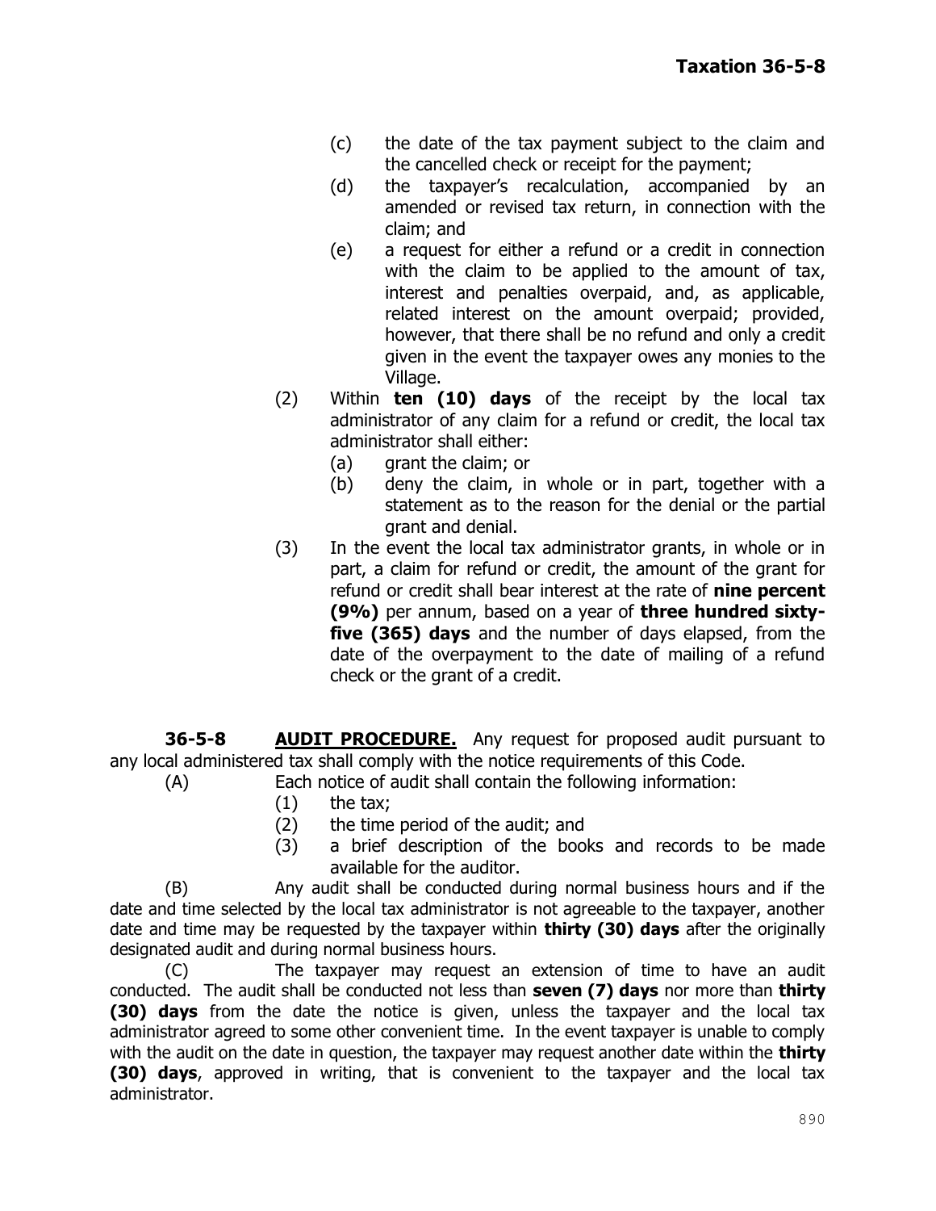(c) the date of the tax payment subject to the claim and the cancelled check or receipt for the payment;

(d) the taxpayer's recalculation, accompanied by an amended or revised tax return, in connection with the claim; and

(e) a request for either a refund or a credit in connection with the claim to be applied to the amount of tax, interest and penalties overpaid, and, as applicable, related interest on the amount overpaid; provided, however, that there shall be no refund and only a credit given in the event the taxpayer owes any monies to the Village.

(2) Within **ten (10) days** of the receipt by the local tax administrator of any claim for a refund or credit, the local tax administrator shall either:

(a) grant the claim; or

(b) deny the claim, in whole or in part, together with a statement as to the reason for the denial or the partial grant and denial.

(3) In the event the local tax administrator grants, in whole or in part, a claim for refund or credit, the amount of the grant for refund or credit shall bear interest at the rate of **nine percent (9%)** per annum, based on a year of **three hundred sixty-five (365) days** and the number of days elapsed, from the date of the overpayment to the date of mailing of a refund check or the grant of a credit.

**36-5-8 AUDIT PROCEDURE.** Any request for proposed audit pursuant to any local administered tax shall comply with the notice requirements of this Code.

(A) Each notice of audit shall contain the following information:

(1) the tax;

(2) the time period of the audit; and

(3) a brief description of the books and records to be made available for the auditor.

(B) Any audit shall be conducted during normal business hours and if the date and time selected by the local tax administrator is not agreeable to the taxpayer, another date and time may be requested by the taxpayer within **thirty (30) days** after the originally designated audit and during normal business hours.

(C) The taxpayer may request an extension of time to have an audit conducted. The audit shall be conducted not less than **seven (7) days** nor more than **thirty (30) days** from the date the notice is given, unless the taxpayer and the local tax administrator agreed to some other convenient time. In the event taxpayer is unable to comply with the audit on the date in question, the taxpayer may request another date within the **thirty (30) days**, approved in writing, that is convenient to the taxpayer and the local tax administrator.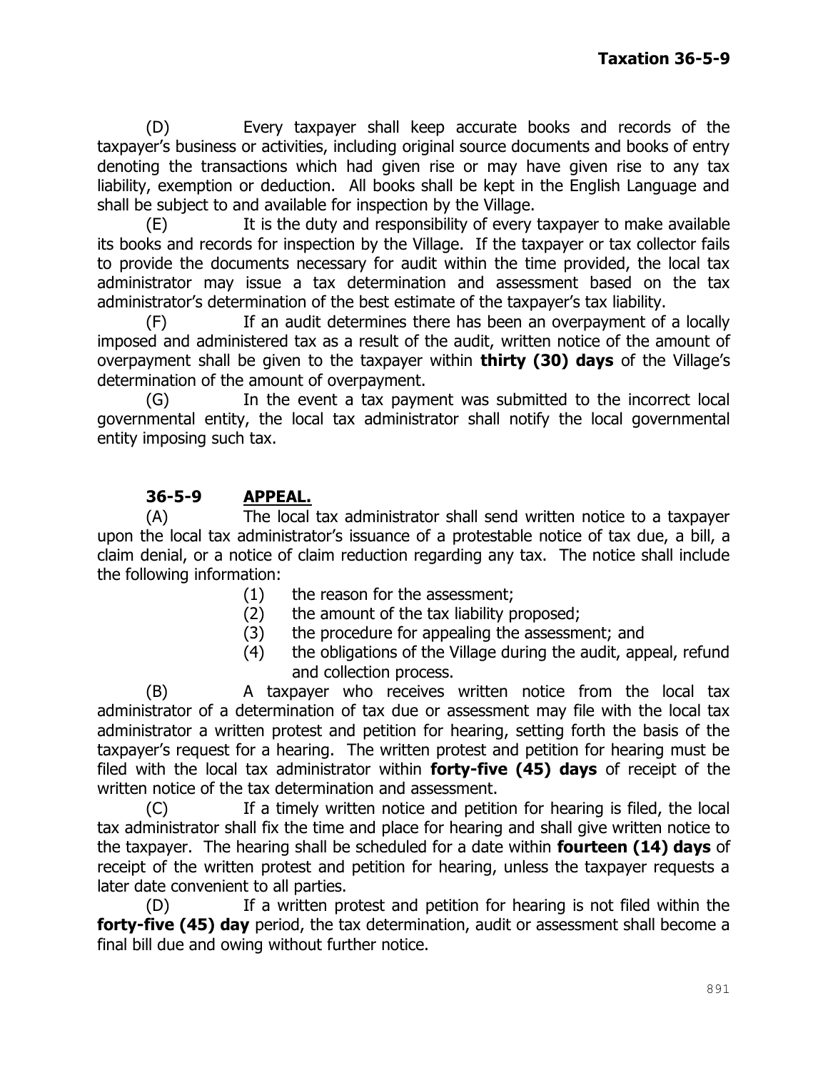(D) Every taxpayer shall keep accurate books and records of the taxpayer's business or activities, including original source documents and books of entry denoting the transactions which had given rise or may have given rise to any tax liability, exemption or deduction. All books shall be kept in the English Language and shall be subject to and available for inspection by the Village.

(E) It is the duty and responsibility of every taxpayer to make available its books and records for inspection by the Village. If the taxpayer or tax collector fails to provide the documents necessary for audit within the time provided, the local tax administrator may issue a tax determination and assessment based on the tax administrator's determination of the best estimate of the taxpayer's tax liability.

(F) If an audit determines there has been an overpayment of a locally imposed and administered tax as a result of the audit, written notice of the amount of overpayment shall be given to the taxpayer within **thirty (30) days** of the Village's determination of the amount of overpayment.

(G) In the event a tax payment was submitted to the incorrect local governmental entity, the local tax administrator shall notify the local governmental entity imposing such tax.

### 36-5-9 APPEAL.

(A) The local tax administrator shall send written notice to a taxpayer upon the local tax administrator's issuance of a protestable notice of tax due, a bill, a claim denial, or a notice of claim reduction regarding any tax. The notice shall include the following information:

(1) the reason for the assessment;
(2) the amount of the tax liability proposed;
(3) the procedure for appealing the assessment; and
(4) the obligations of the Village during the audit, appeal, refund and collection process.

(B) A taxpayer who receives written notice from the local tax administrator of a determination of tax due or assessment may file with the local tax administrator a written protest and petition for hearing, setting forth the basis of the taxpayer's request for a hearing. The written protest and petition for hearing must be filed with the local tax administrator within **forty-five (45) days** of receipt of the written notice of the tax determination and assessment.

(C) If a timely written notice and petition for hearing is filed, the local tax administrator shall fix the time and place for hearing and shall give written notice to the taxpayer. The hearing shall be scheduled for a date within **fourteen (14) days** of receipt of the written protest and petition for hearing, unless the taxpayer requests a later date convenient to all parties.

(D) If a written protest and petition for hearing is not filed within the **forty-five (45) day** period, the tax determination, audit or assessment shall become a final bill due and owing without further notice.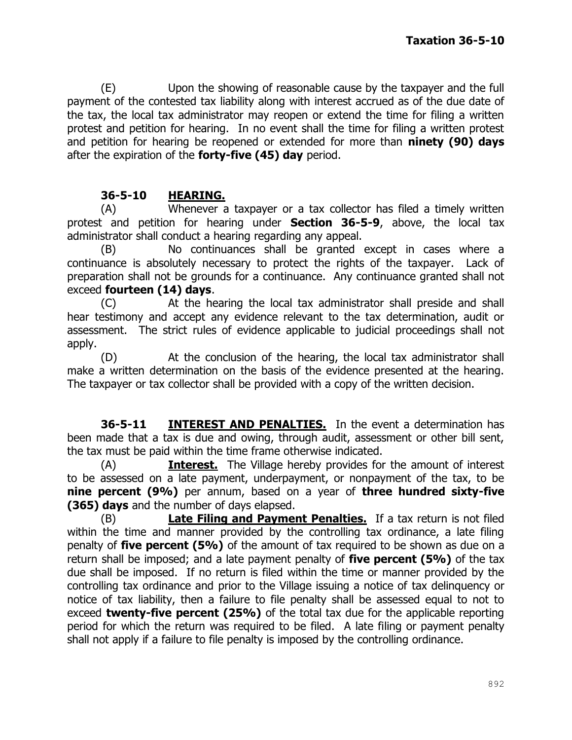(E) Upon the showing of reasonable cause by the taxpayer and the full payment of the contested tax liability along with interest accrued as of the due date of the tax, the local tax administrator may reopen or extend the time for filing a written protest and petition for hearing. In no event shall the time for filing a written protest and petition for hearing be reopened or extended for more than **ninety (90) days** after the expiration of the **forty-five (45) day** period.

### 36-5-10 HEARING.

(A) Whenever a taxpayer or a tax collector has filed a timely written protest and petition for hearing under **Section 36-5-9**, above, the local tax administrator shall conduct a hearing regarding any appeal.

(B) No continuances shall be granted except in cases where a continuance is absolutely necessary to protect the rights of the taxpayer. Lack of preparation shall not be grounds for a continuance. Any continuance granted shall not exceed **fourteen (14) days**.

(C) At the hearing the local tax administrator shall preside and shall hear testimony and accept any evidence relevant to the tax determination, audit or assessment. The strict rules of evidence applicable to judicial proceedings shall not apply.

(D) At the conclusion of the hearing, the local tax administrator shall make a written determination on the basis of the evidence presented at the hearing. The taxpayer or tax collector shall be provided with a copy of the written decision.

**36-5-11 INTEREST AND PENALTIES.** In the event a determination has been made that a tax is due and owing, through audit, assessment or other bill sent, the tax must be paid within the time frame otherwise indicated.

(A) **Interest.** The Village hereby provides for the amount of interest to be assessed on a late payment, underpayment, or nonpayment of the tax, to be **nine percent (9%)** per annum, based on a year of **three hundred sixty-five (365) days** and the number of days elapsed.

(B) **Late Filing and Payment Penalties.** If a tax return is not filed within the time and manner provided by the controlling tax ordinance, a late filing penalty of **five percent (5%)** of the amount of tax required to be shown as due on a return shall be imposed; and a late payment penalty of **five percent (5%)** of the tax due shall be imposed. If no return is filed within the time or manner provided by the controlling tax ordinance and prior to the Village issuing a notice of tax delinquency or notice of tax liability, then a failure to file penalty shall be assessed equal to not to exceed **twenty-five percent (25%)** of the total tax due for the applicable reporting period for which the return was required to be filed. A late filing or payment penalty shall not apply if a failure to file penalty is imposed by the controlling ordinance.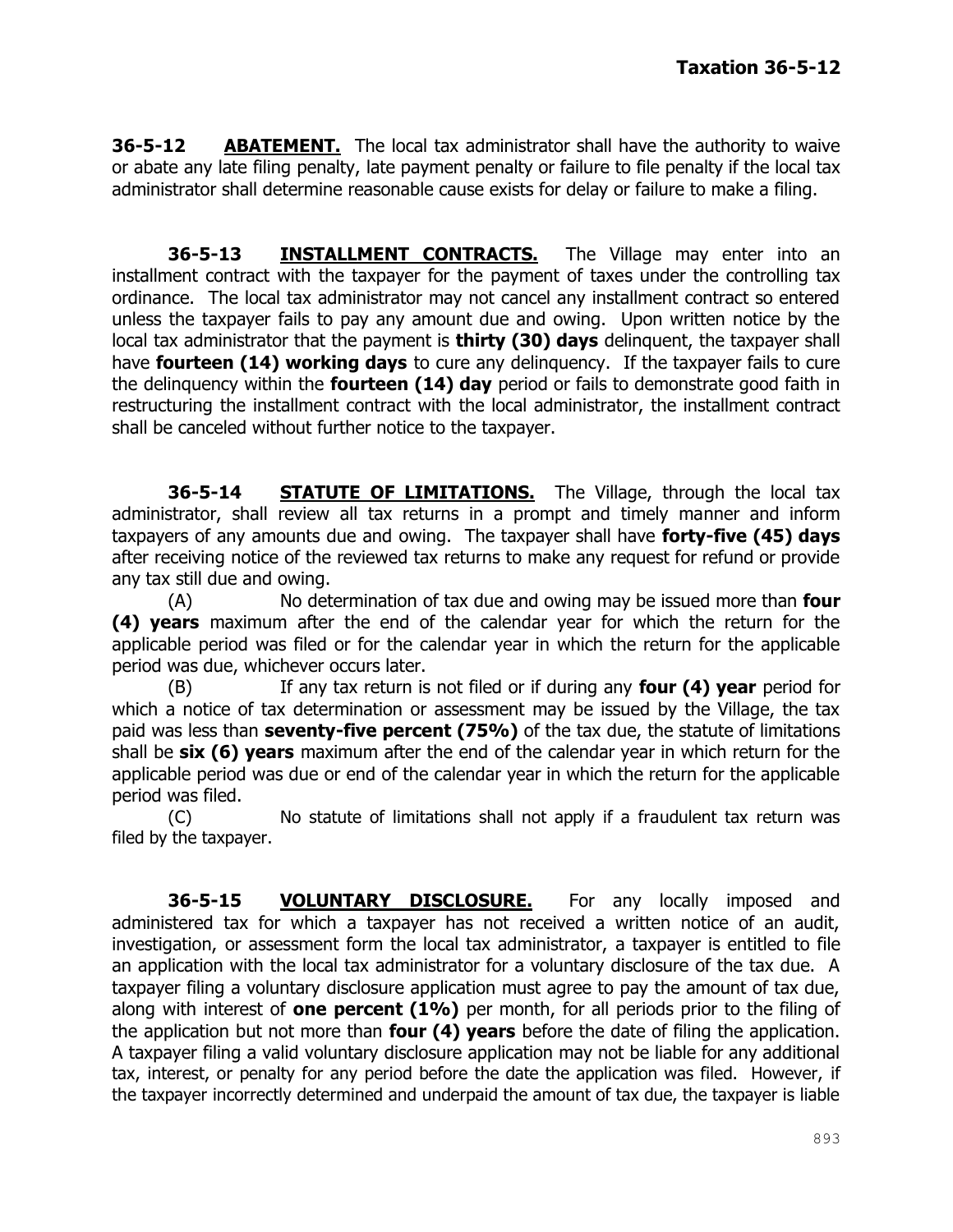**36-5-12 ABATEMENT.** The local tax administrator shall have the authority to waive or abate any late filing penalty, late payment penalty or failure to file penalty if the local tax administrator shall determine reasonable cause exists for delay or failure to make a filing.

**36-5-13 INSTALLMENT CONTRACTS.** The Village may enter into an installment contract with the taxpayer for the payment of taxes under the controlling tax ordinance. The local tax administrator may not cancel any installment contract so entered unless the taxpayer fails to pay any amount due and owing. Upon written notice by the local tax administrator that the payment is **thirty (30) days** delinquent, the taxpayer shall have **fourteen (14) working days** to cure any delinquency. If the taxpayer fails to cure the delinquency within the **fourteen (14) day** period or fails to demonstrate good faith in restructuring the installment contract with the local administrator, the installment contract shall be canceled without further notice to the taxpayer.

**36-5-14 STATUTE OF LIMITATIONS.** The Village, through the local tax administrator, shall review all tax returns in a prompt and timely manner and inform taxpayers of any amounts due and owing. The taxpayer shall have **forty-five (45) days** after receiving notice of the reviewed tax returns to make any request for refund or provide any tax still due and owing.

(A) No determination of tax due and owing may be issued more than **four (4) years** maximum after the end of the calendar year for which the return for the applicable period was filed or for the calendar year in which the return for the applicable period was due, whichever occurs later.

(B) If any tax return is not filed or if during any **four (4) year** period for which a notice of tax determination or assessment may be issued by the Village, the tax paid was less than **seventy-five percent (75%)** of the tax due, the statute of limitations shall be **six (6) years** maximum after the end of the calendar year in which return for the applicable period was due or end of the calendar year in which the return for the applicable period was filed.

(C) No statute of limitations shall not apply if a fraudulent tax return was filed by the taxpayer.

**36-5-15 VOLUNTARY DISCLOSURE.** For any locally imposed and administered tax for which a taxpayer has not received a written notice of an audit, investigation, or assessment form the local tax administrator, a taxpayer is entitled to file an application with the local tax administrator for a voluntary disclosure of the tax due. A taxpayer filing a voluntary disclosure application must agree to pay the amount of tax due, along with interest of **one percent (1%)** per month, for all periods prior to the filing of the application but not more than **four (4) years** before the date of filing the application. A taxpayer filing a valid voluntary disclosure application may not be liable for any additional tax, interest, or penalty for any period before the date the application was filed. However, if the taxpayer incorrectly determined and underpaid the amount of tax due, the taxpayer is liable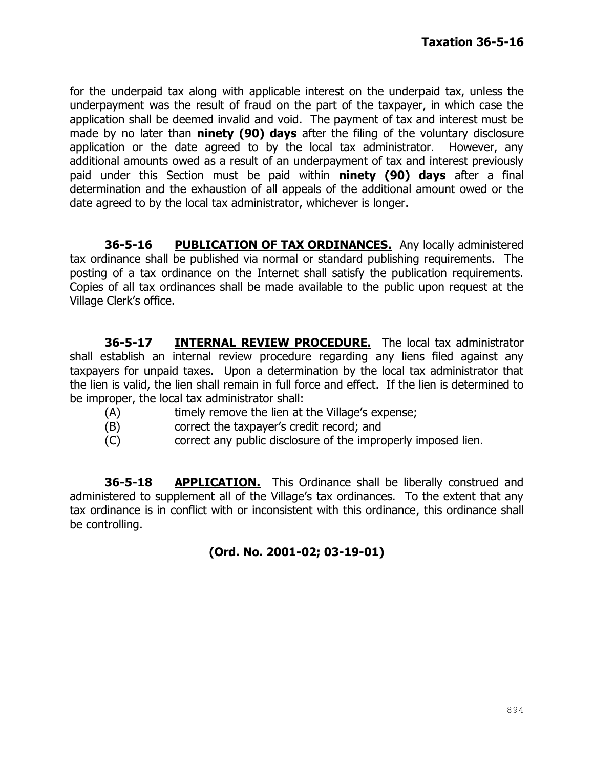for the underpaid tax along with applicable interest on the underpaid tax, unless the underpayment was the result of fraud on the part of the taxpayer, in which case the application shall be deemed invalid and void. The payment of tax and interest must be made by no later than **ninety (90) days** after the filing of the voluntary disclosure application or the date agreed to by the local tax administrator. However, any additional amounts owed as a result of an underpayment of tax and interest previously paid under this Section must be paid within **ninety (90) days** after a final determination and the exhaustion of all appeals of the additional amount owed or the date agreed to by the local tax administrator, whichever is longer.

**36-5-16 PUBLICATION OF TAX ORDINANCES.** Any locally administered tax ordinance shall be published via normal or standard publishing requirements. The posting of a tax ordinance on the Internet shall satisfy the publication requirements. Copies of all tax ordinances shall be made available to the public upon request at the Village Clerk's office.

**36-5-17 INTERNAL REVIEW PROCEDURE.** The local tax administrator shall establish an internal review procedure regarding any liens filed against any taxpayers for unpaid taxes. Upon a determination by the local tax administrator that the lien is valid, the lien shall remain in full force and effect. If the lien is determined to be improper, the local tax administrator shall:

(A) timely remove the lien at the Village's expense;
(B) correct the taxpayer's credit record; and
(C) correct any public disclosure of the improperly imposed lien.

**36-5-18 APPLICATION.** This Ordinance shall be liberally construed and administered to supplement all of the Village's tax ordinances. To the extent that any tax ordinance is in conflict with or inconsistent with this ordinance, this ordinance shall be controlling.

**(Ord. No. 2001-02; 03-19-01)**